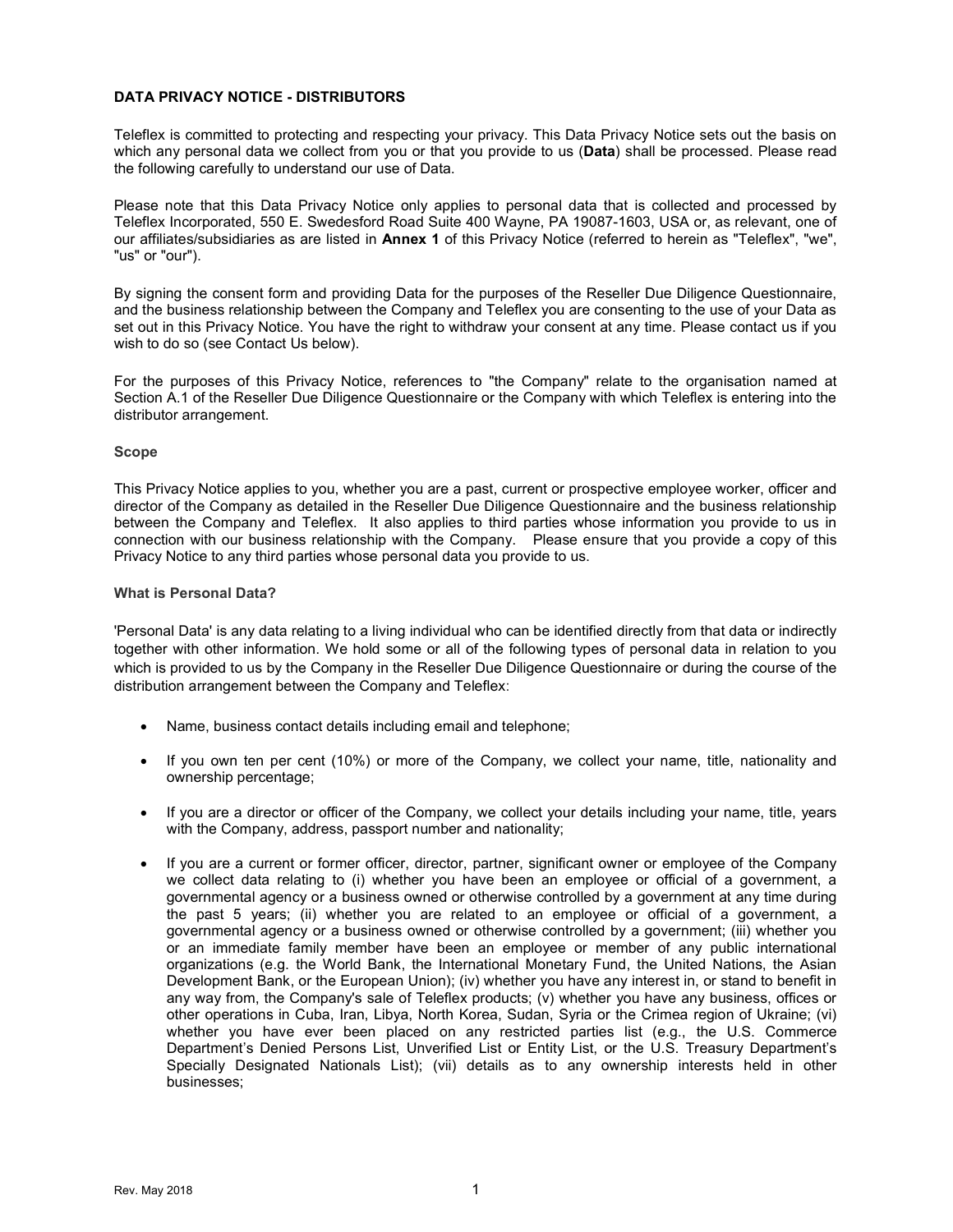# DATA PRIVACY NOTICE - DISTRIBUTORS

Teleflex is committed to protecting and respecting your privacy. This Data Privacy Notice sets out the basis on which any personal data we collect from you or that you provide to us (**Data**) shall be processed. Please read the following carefully to understand our use of Data.

Please note that this Data Privacy Notice only applies to personal data that is collected and processed by Teleflex Incorporated, 550 E. Swedesford Road Suite 400 Wayne, PA 19087-1603, USA or, as relevant, one of our affiliates/subsidiaries as are listed in **Annex 1** of this Privacy Notice (referred to herein as "Teleflex", "we", "us" or "our").

By signing the consent form and providing Data for the purposes of the Reseller Due Diligence Questionnaire, and the business relationship between the Company and Teleflex you are consenting to the use of your Data as set out in this Privacy Notice. You have the right to withdraw your consent at any time. Please contact us if you wish to do so (see Contact Us below).

For the purposes of this Privacy Notice, references to "the Company" relate to the organisation named at Section A.1 of the Reseller Due Diligence Questionnaire or the Company with which Teleflex is entering into the distributor arrangement.

### Scope

This Privacy Notice applies to you, whether you are a past, current or prospective employee worker, officer and director of the Company as detailed in the Reseller Due Diligence Questionnaire and the business relationship between the Company and Teleflex. It also applies to third parties whose information you provide to us in connection with our business relationship with the Company. Please ensure that you provide a copy of this Privacy Notice to any third parties whose personal data you provide to us.

### What is Personal Data?

'Personal Data' is any data relating to a living individual who can be identified directly from that data or indirectly together with other information. We hold some or all of the following types of personal data in relation to you which is provided to us by the Company in the Reseller Due Diligence Questionnaire or during the course of the distribution arrangement between the Company and Teleflex:

- Name, business contact details including email and telephone;
- If you own ten per cent (10%) or more of the Company, we collect your name, title, nationality and ownership percentage;
- If you are a director or officer of the Company, we collect your details including your name, title, years with the Company, address, passport number and nationality;
- If you are a current or former officer, director, partner, significant owner or employee of the Company we collect data relating to (i) whether you have been an employee or official of a government, a governmental agency or a business owned or otherwise controlled by a government at any time during the past 5 years; (ii) whether you are related to an employee or official of a government, a governmental agency or a business owned or otherwise controlled by a government; (iii) whether you or an immediate family member have been an employee or member of any public international organizations (e.g. the World Bank, the International Monetary Fund, the United Nations, the Asian Development Bank, or the European Union); (iv) whether you have any interest in, or stand to benefit in any way from, the Company's sale of Teleflex products; (v) whether you have any business, offices or other operations in Cuba, Iran, Libya, North Korea, Sudan, Syria or the Crimea region of Ukraine; (vi) whether you have ever been placed on any restricted parties list (e.g., the U.S. Commerce Department's Denied Persons List, Unverified List or Entity List, or the U.S. Treasury Department's Specially Designated Nationals List); (vii) details as to any ownership interests held in other businesses;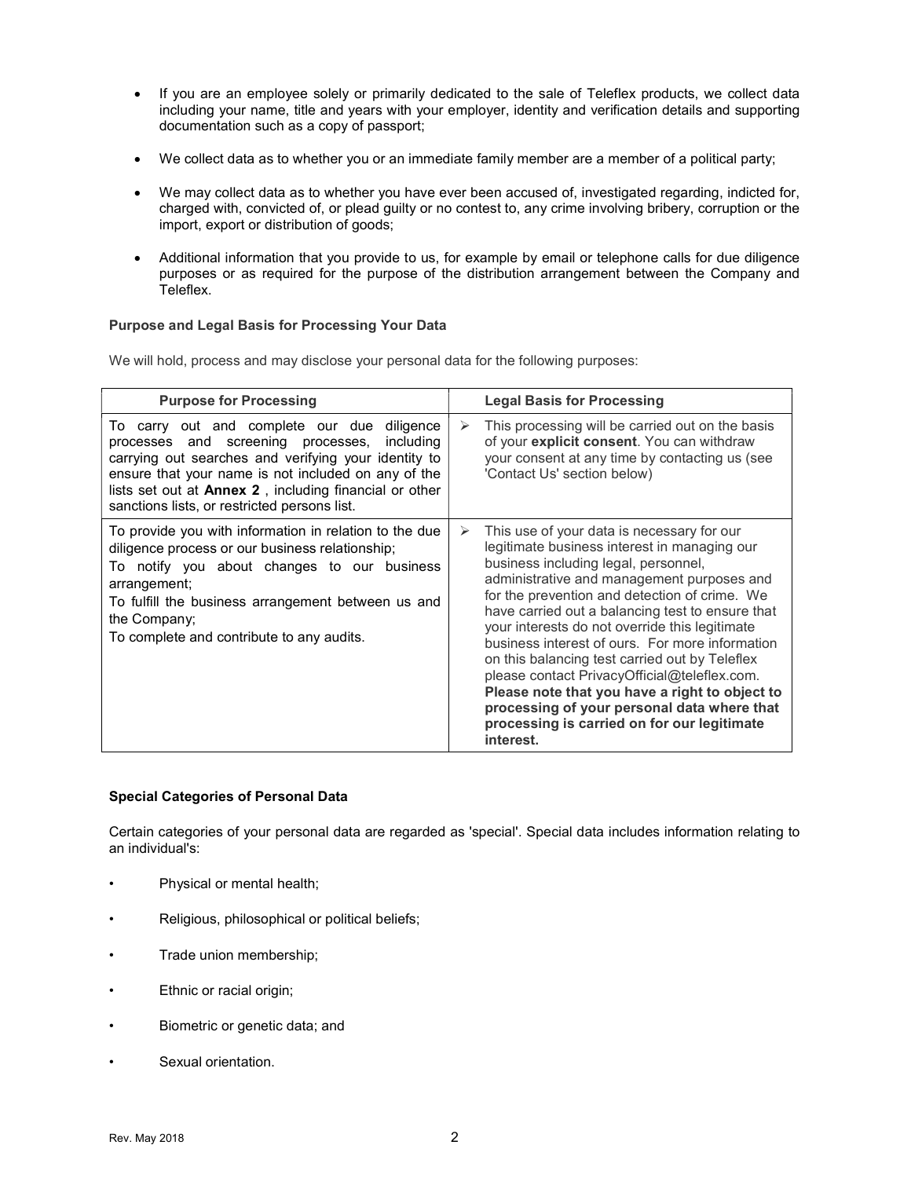- If you are an employee solely or primarily dedicated to the sale of Teleflex products, we collect data including your name, title and years with your employer, identity and verification details and supporting documentation such as a copy of passport;
- We collect data as to whether you or an immediate family member are a member of a political party;
- We may collect data as to whether you have ever been accused of, investigated regarding, indicted for, charged with, convicted of, or plead guilty or no contest to, any crime involving bribery, corruption or the import, export or distribution of goods;
- Additional information that you provide to us, for example by email or telephone calls for due diligence purposes or as required for the purpose of the distribution arrangement between the Company and Teleflex.

**Purpose and Legal Basis for Processing Your Data**

We will hold, process and may disclose your personal data for the following purposes:

| Purpose for Processing | Legal Basis for Processing |
| --- | --- |
| To carry out and complete our due diligence processes and screening processes, including carrying out searches and verifying your identity to ensure that your name is not included on any of the lists set out at **Annex 2** , including financial or other sanctions lists, or restricted persons list. | ➢ This processing will be carried out on the basis of your **explicit consent**. You can withdraw your consent at any time by contacting us (see 'Contact Us' section below) |
| To provide you with information in relation to the due diligence process or our business relationship;<br>To notify you about changes to our business arrangement;<br>To fulfill the business arrangement between us and the Company;<br>To complete and contribute to any audits. | ➢ This use of your data is necessary for our legitimate business interest in managing our business including legal, personnel, administrative and management purposes and for the prevention and detection of crime. We have carried out a balancing test to ensure that your interests do not override this legitimate business interest of ours. For more information on this balancing test carried out by Teleflex please contact PrivacyOfficial@teleflex.com. **Please note that you have a right to object to processing of your personal data where that processing is carried on for our legitimate interest.** |

**Special Categories of Personal Data**

Certain categories of your personal data are regarded as 'special'. Special data includes information relating to an individual's:

- Physical or mental health;
- Religious, philosophical or political beliefs;
- Trade union membership;
- Ethnic or racial origin;
- Biometric or genetic data; and
- Sexual orientation.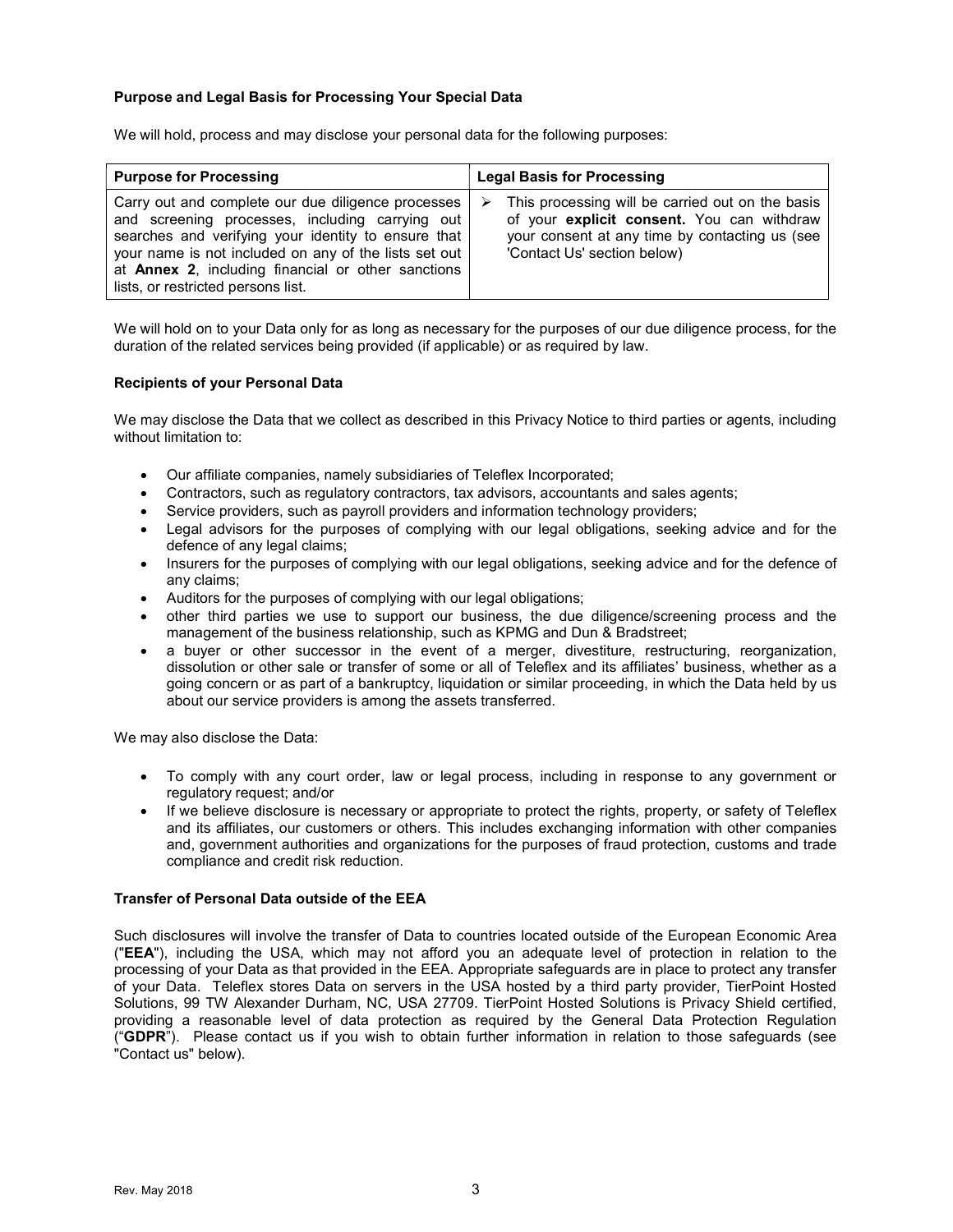**Purpose and Legal Basis for Processing Your Special Data**

We will hold, process and may disclose your personal data for the following purposes:

| Purpose for Processing | Legal Basis for Processing |
| --- | --- |
| Carry out and complete our due diligence processes and screening processes, including carrying out searches and verifying your identity to ensure that your name is not included on any of the lists set out at **Annex 2**, including financial or other sanctions lists, or restricted persons list. | ➢ This processing will be carried out on the basis of your **explicit consent.** You can withdraw your consent at any time by contacting us (see 'Contact Us' section below) |

We will hold on to your Data only for as long as necessary for the purposes of our due diligence process, for the duration of the related services being provided (if applicable) or as required by law.

**Recipients of your Personal Data**

We may disclose the Data that we collect as described in this Privacy Notice to third parties or agents, including without limitation to:

- Our affiliate companies, namely subsidiaries of Teleflex Incorporated;
- Contractors, such as regulatory contractors, tax advisors, accountants and sales agents;
- Service providers, such as payroll providers and information technology providers;
- Legal advisors for the purposes of complying with our legal obligations, seeking advice and for the defence of any legal claims;
- Insurers for the purposes of complying with our legal obligations, seeking advice and for the defence of any claims;
- Auditors for the purposes of complying with our legal obligations;
- other third parties we use to support our business, the due diligence/screening process and the management of the business relationship, such as KPMG and Dun & Bradstreet;
- a buyer or other successor in the event of a merger, divestiture, restructuring, reorganization, dissolution or other sale or transfer of some or all of Teleflex and its affiliates' business, whether as a going concern or as part of a bankruptcy, liquidation or similar proceeding, in which the Data held by us about our service providers is among the assets transferred.

We may also disclose the Data:

- To comply with any court order, law or legal process, including in response to any government or regulatory request; and/or
- If we believe disclosure is necessary or appropriate to protect the rights, property, or safety of Teleflex and its affiliates, our customers or others. This includes exchanging information with other companies and, government authorities and organizations for the purposes of fraud protection, customs and trade compliance and credit risk reduction.

**Transfer of Personal Data outside of the EEA**

Such disclosures will involve the transfer of Data to countries located outside of the European Economic Area ("**EEA**"), including the USA, which may not afford you an adequate level of protection in relation to the processing of your Data as that provided in the EEA. Appropriate safeguards are in place to protect any transfer of your Data. Teleflex stores Data on servers in the USA hosted by a third party provider, TierPoint Hosted Solutions, 99 TW Alexander Durham, NC, USA 27709. TierPoint Hosted Solutions is Privacy Shield certified, providing a reasonable level of data protection as required by the General Data Protection Regulation ("**GDPR**"). Please contact us if you wish to obtain further information in relation to those safeguards (see "Contact us" below).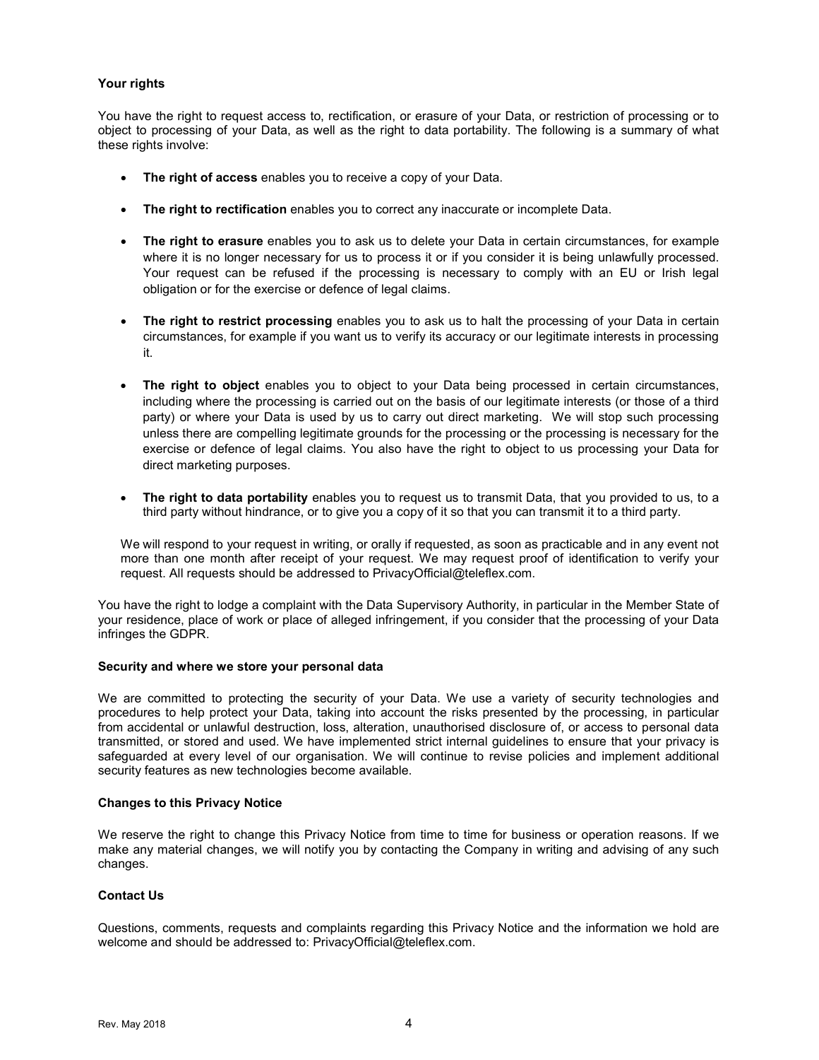**Your rights**

You have the right to request access to, rectification, or erasure of your Data, or restriction of processing or to object to processing of your Data, as well as the right to data portability. The following is a summary of what these rights involve:

- **The right of access** enables you to receive a copy of your Data.
- **The right to rectification** enables you to correct any inaccurate or incomplete Data.
- **The right to erasure** enables you to ask us to delete your Data in certain circumstances, for example where it is no longer necessary for us to process it or if you consider it is being unlawfully processed. Your request can be refused if the processing is necessary to comply with an EU or Irish legal obligation or for the exercise or defence of legal claims.
- **The right to restrict processing** enables you to ask us to halt the processing of your Data in certain circumstances, for example if you want us to verify its accuracy or our legitimate interests in processing it.
- **The right to object** enables you to object to your Data being processed in certain circumstances, including where the processing is carried out on the basis of our legitimate interests (or those of a third party) or where your Data is used by us to carry out direct marketing. We will stop such processing unless there are compelling legitimate grounds for the processing or the processing is necessary for the exercise or defence of legal claims. You also have the right to object to us processing your Data for direct marketing purposes.
- **The right to data portability** enables you to request us to transmit Data, that you provided to us, to a third party without hindrance, or to give you a copy of it so that you can transmit it to a third party.

We will respond to your request in writing, or orally if requested, as soon as practicable and in any event not more than one month after receipt of your request. We may request proof of identification to verify your request. All requests should be addressed to PrivacyOfficial@teleflex.com.

You have the right to lodge a complaint with the Data Supervisory Authority, in particular in the Member State of your residence, place of work or place of alleged infringement, if you consider that the processing of your Data infringes the GDPR.

**Security and where we store your personal data**

We are committed to protecting the security of your Data. We use a variety of security technologies and procedures to help protect your Data, taking into account the risks presented by the processing, in particular from accidental or unlawful destruction, loss, alteration, unauthorised disclosure of, or access to personal data transmitted, or stored and used. We have implemented strict internal guidelines to ensure that your privacy is safeguarded at every level of our organisation. We will continue to revise policies and implement additional security features as new technologies become available.

**Changes to this Privacy Notice**

We reserve the right to change this Privacy Notice from time to time for business or operation reasons. If we make any material changes, we will notify you by contacting the Company in writing and advising of any such changes.

**Contact Us**

Questions, comments, requests and complaints regarding this Privacy Notice and the information we hold are welcome and should be addressed to: PrivacyOfficial@teleflex.com.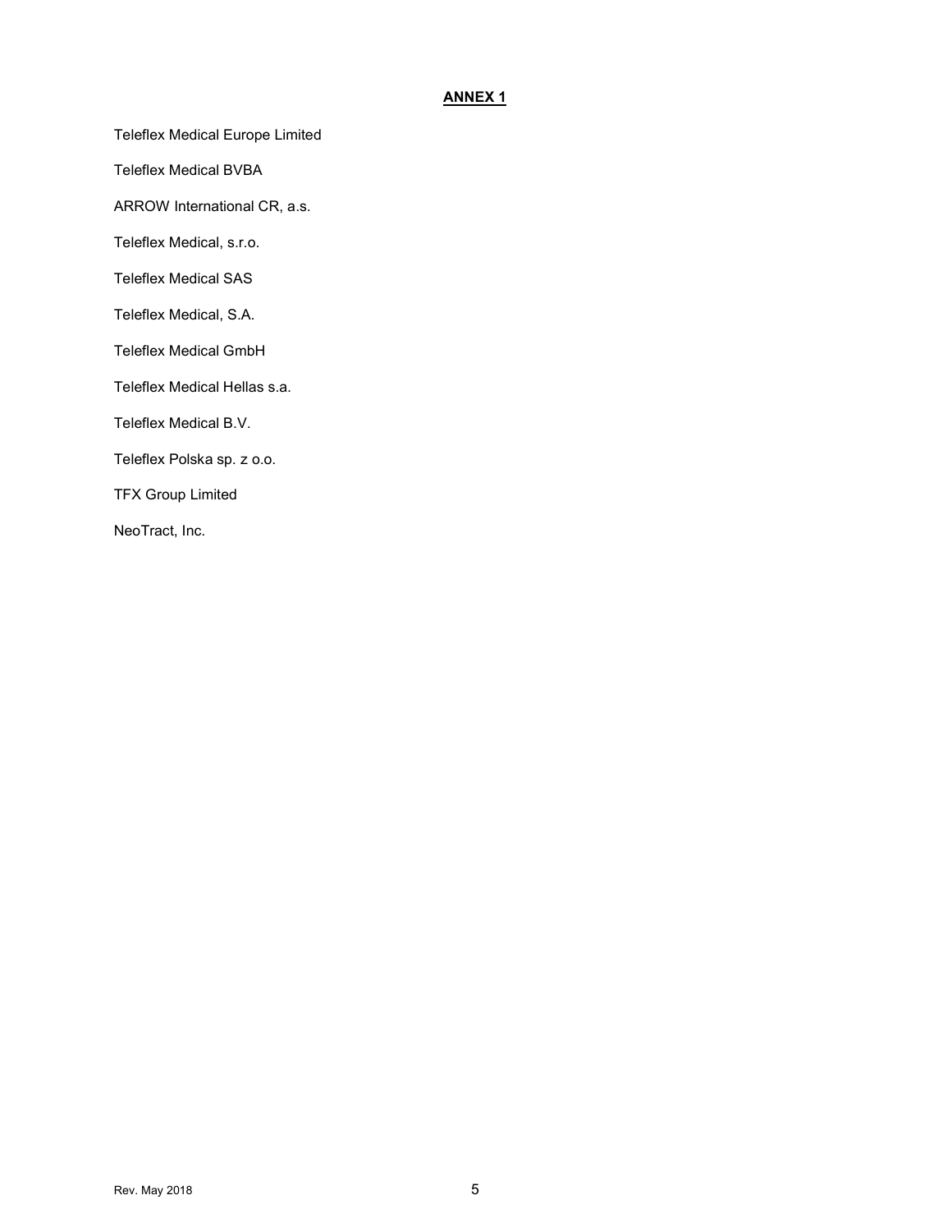**ANNEX 1**

Teleflex Medical Europe Limited

Teleflex Medical BVBA

ARROW International CR, a.s.

Teleflex Medical, s.r.o.

Teleflex Medical SAS

Teleflex Medical, S.A.

Teleflex Medical GmbH

Teleflex Medical Hellas s.a.

Teleflex Medical B.V.

Teleflex Polska sp. z o.o.

TFX Group Limited

NeoTract, Inc.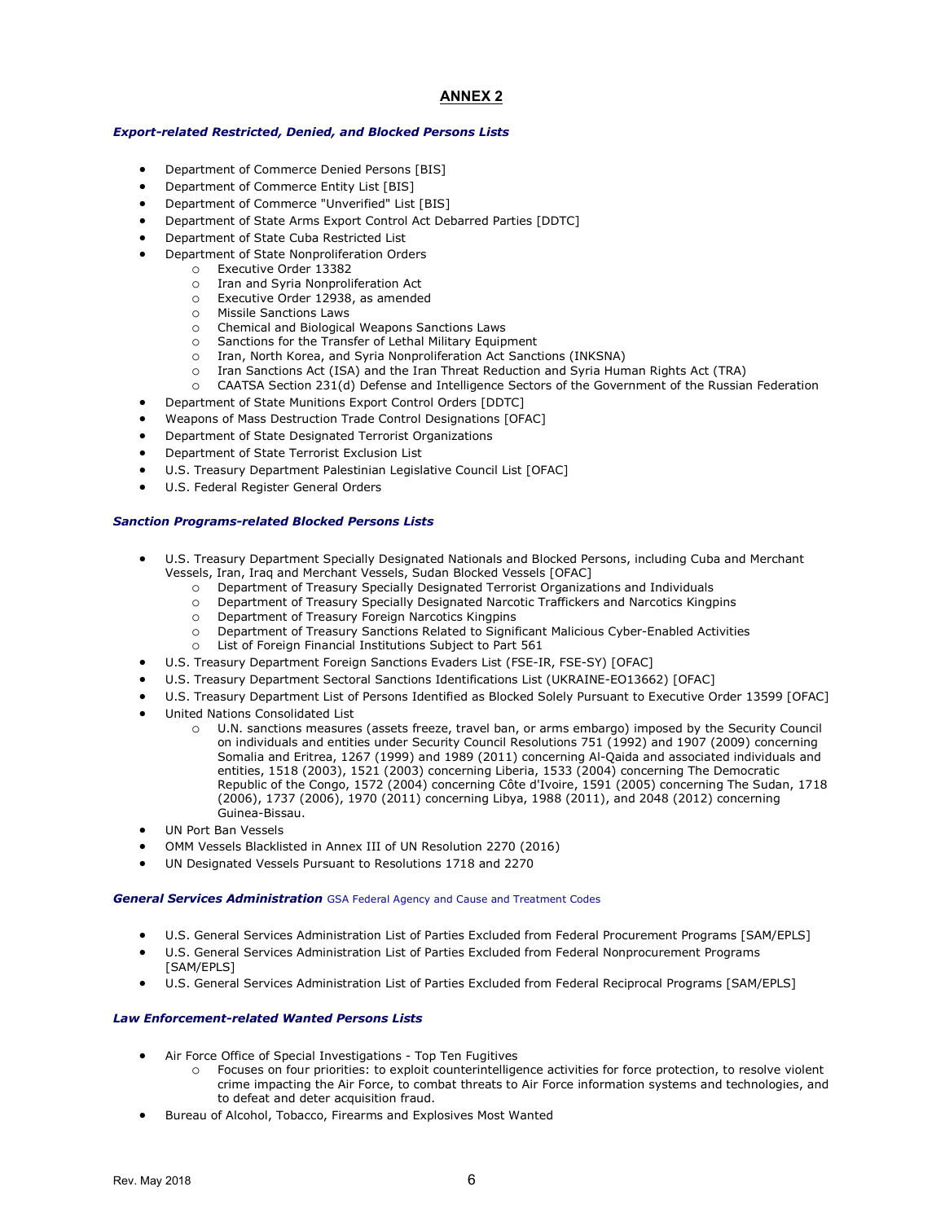## ANNEX 2

***Export-related Restricted, Denied, and Blocked Persons Lists***

- Department of Commerce Denied Persons [BIS]
- Department of Commerce Entity List [BIS]
- Department of Commerce "Unverified" List [BIS]
- Department of State Arms Export Control Act Debarred Parties [DDTC]
- Department of State Cuba Restricted List
- Department of State Nonproliferation Orders
  - Executive Order 13382
  - Iran and Syria Nonproliferation Act
  - Executive Order 12938, as amended
  - Missile Sanctions Laws
  - Chemical and Biological Weapons Sanctions Laws
  - Sanctions for the Transfer of Lethal Military Equipment
  - Iran, North Korea, and Syria Nonproliferation Act Sanctions (INKSNA)
  - Iran Sanctions Act (ISA) and the Iran Threat Reduction and Syria Human Rights Act (TRA)
  - CAATSA Section 231(d) Defense and Intelligence Sectors of the Government of the Russian Federation
- Department of State Munitions Export Control Orders [DDTC]
- Weapons of Mass Destruction Trade Control Designations [OFAC]
- Department of State Designated Terrorist Organizations
- Department of State Terrorist Exclusion List
- U.S. Treasury Department Palestinian Legislative Council List [OFAC]
- U.S. Federal Register General Orders

***Sanction Programs-related Blocked Persons Lists***

- U.S. Treasury Department Specially Designated Nationals and Blocked Persons, including Cuba and Merchant Vessels, Iran, Iraq and Merchant Vessels, Sudan Blocked Vessels [OFAC]
  - Department of Treasury Specially Designated Terrorist Organizations and Individuals
  - Department of Treasury Specially Designated Narcotic Traffickers and Narcotics Kingpins
  - Department of Treasury Foreign Narcotics Kingpins
  - Department of Treasury Sanctions Related to Significant Malicious Cyber-Enabled Activities
  - List of Foreign Financial Institutions Subject to Part 561
- U.S. Treasury Department Foreign Sanctions Evaders List (FSE-IR, FSE-SY) [OFAC]
- U.S. Treasury Department Sectoral Sanctions Identifications List (UKRAINE-EO13662) [OFAC]
- U.S. Treasury Department List of Persons Identified as Blocked Solely Pursuant to Executive Order 13599 [OFAC]
- United Nations Consolidated List
  - U.N. sanctions measures (assets freeze, travel ban, or arms embargo) imposed by the Security Council on individuals and entities under Security Council Resolutions 751 (1992) and 1907 (2009) concerning Somalia and Eritrea, 1267 (1999) and 1989 (2011) concerning Al-Qaida and associated individuals and entities, 1518 (2003), 1521 (2003) concerning Liberia, 1533 (2004) concerning The Democratic Republic of the Congo, 1572 (2004) concerning Côte d'Ivoire, 1591 (2005) concerning The Sudan, 1718 (2006), 1737 (2006), 1970 (2011) concerning Libya, 1988 (2011), and 2048 (2012) concerning Guinea-Bissau.
- UN Port Ban Vessels
- OMM Vessels Blacklisted in Annex III of UN Resolution 2270 (2016)
- UN Designated Vessels Pursuant to Resolutions 1718 and 2270

***General Services Administration*** GSA Federal Agency and Cause and Treatment Codes

- U.S. General Services Administration List of Parties Excluded from Federal Procurement Programs [SAM/EPLS]
- U.S. General Services Administration List of Parties Excluded from Federal Nonprocurement Programs [SAM/EPLS]
- U.S. General Services Administration List of Parties Excluded from Federal Reciprocal Programs [SAM/EPLS]

***Law Enforcement-related Wanted Persons Lists***

- Air Force Office of Special Investigations - Top Ten Fugitives
  - Focuses on four priorities: to exploit counterintelligence activities for force protection, to resolve violent crime impacting the Air Force, to combat threats to Air Force information systems and technologies, and to defeat and deter acquisition fraud.
- Bureau of Alcohol, Tobacco, Firearms and Explosives Most Wanted

Rev. May 2018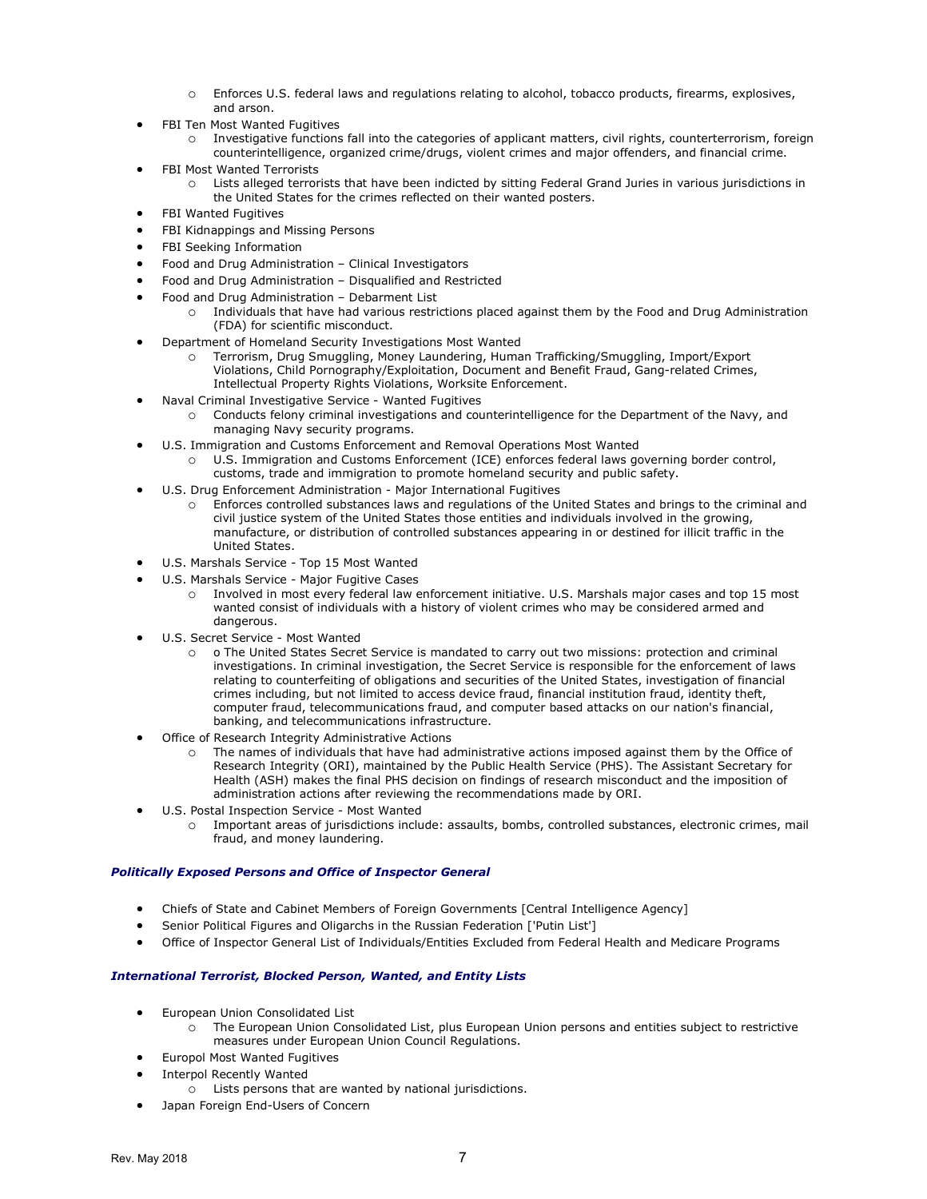- Enforces U.S. federal laws and regulations relating to alcohol, tobacco products, firearms, explosives, and arson.
- FBI Ten Most Wanted Fugitives
    - Investigative functions fall into the categories of applicant matters, civil rights, counterterrorism, foreign counterintelligence, organized crime/drugs, violent crimes and major offenders, and financial crime.
- FBI Most Wanted Terrorists
    - Lists alleged terrorists that have been indicted by sitting Federal Grand Juries in various jurisdictions in the United States for the crimes reflected on their wanted posters.
- FBI Wanted Fugitives
- FBI Kidnappings and Missing Persons
- FBI Seeking Information
- Food and Drug Administration – Clinical Investigators
- Food and Drug Administration – Disqualified and Restricted
- Food and Drug Administration – Debarment List
    - Individuals that have had various restrictions placed against them by the Food and Drug Administration (FDA) for scientific misconduct.
- Department of Homeland Security Investigations Most Wanted
    - Terrorism, Drug Smuggling, Money Laundering, Human Trafficking/Smuggling, Import/Export Violations, Child Pornography/Exploitation, Document and Benefit Fraud, Gang-related Crimes, Intellectual Property Rights Violations, Worksite Enforcement.
- Naval Criminal Investigative Service - Wanted Fugitives
    - Conducts felony criminal investigations and counterintelligence for the Department of the Navy, and managing Navy security programs.
- U.S. Immigration and Customs Enforcement and Removal Operations Most Wanted
    - U.S. Immigration and Customs Enforcement (ICE) enforces federal laws governing border control, customs, trade and immigration to promote homeland security and public safety.
- U.S. Drug Enforcement Administration - Major International Fugitives
    - Enforces controlled substances laws and regulations of the United States and brings to the criminal and civil justice system of the United States those entities and individuals involved in the growing, manufacture, or distribution of controlled substances appearing in or destined for illicit traffic in the United States.
- U.S. Marshals Service - Top 15 Most Wanted
- U.S. Marshals Service - Major Fugitive Cases
    - Involved in most every federal law enforcement initiative. U.S. Marshals major cases and top 15 most wanted consist of individuals with a history of violent crimes who may be considered armed and dangerous.
- U.S. Secret Service - Most Wanted
    - o The United States Secret Service is mandated to carry out two missions: protection and criminal investigations. In criminal investigation, the Secret Service is responsible for the enforcement of laws relating to counterfeiting of obligations and securities of the United States, investigation of financial crimes including, but not limited to access device fraud, financial institution fraud, identity theft, computer fraud, telecommunications fraud, and computer based attacks on our nation's financial, banking, and telecommunications infrastructure.
- Office of Research Integrity Administrative Actions
    - The names of individuals that have had administrative actions imposed against them by the Office of Research Integrity (ORI), maintained by the Public Health Service (PHS). The Assistant Secretary for Health (ASH) makes the final PHS decision on findings of research misconduct and the imposition of administration actions after reviewing the recommendations made by ORI.
- U.S. Postal Inspection Service - Most Wanted
    - Important areas of jurisdictions include: assaults, bombs, controlled substances, electronic crimes, mail fraud, and money laundering.

***Politically Exposed Persons and Office of Inspector General***

- Chiefs of State and Cabinet Members of Foreign Governments [Central Intelligence Agency]
- Senior Political Figures and Oligarchs in the Russian Federation ['Putin List']
- Office of Inspector General List of Individuals/Entities Excluded from Federal Health and Medicare Programs

***International Terrorist, Blocked Person, Wanted, and Entity Lists***

- European Union Consolidated List
    - The European Union Consolidated List, plus European Union persons and entities subject to restrictive measures under European Union Council Regulations.
- Europol Most Wanted Fugitives
- Interpol Recently Wanted
    - Lists persons that are wanted by national jurisdictions.
- Japan Foreign End-Users of Concern

Rev. May 2018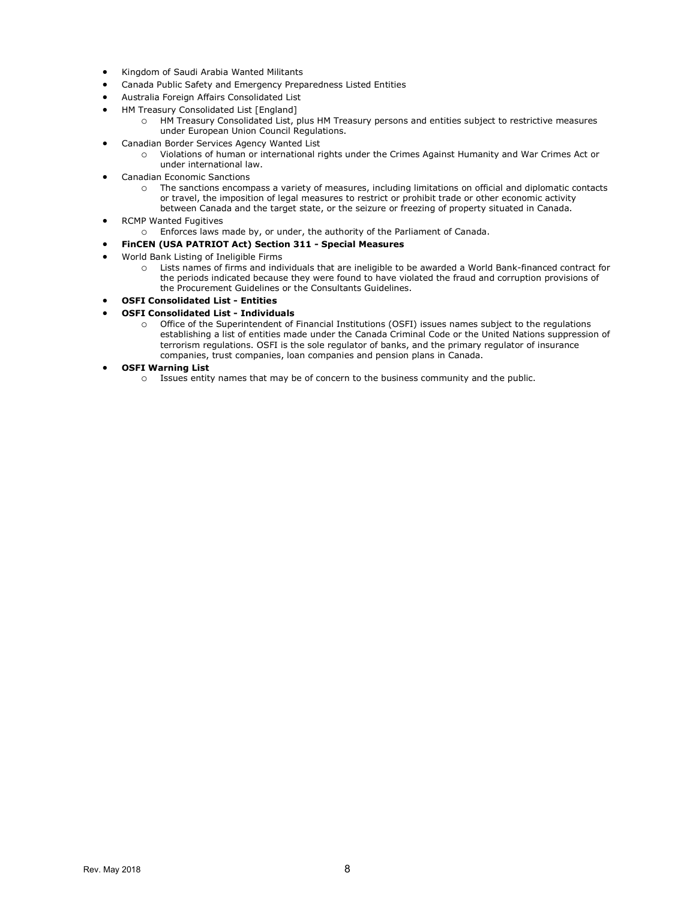- Kingdom of Saudi Arabia Wanted Militants
- Canada Public Safety and Emergency Preparedness Listed Entities
- Australia Foreign Affairs Consolidated List
- HM Treasury Consolidated List [England]
    - HM Treasury Consolidated List, plus HM Treasury persons and entities subject to restrictive measures under European Union Council Regulations.
- Canadian Border Services Agency Wanted List
    - Violations of human or international rights under the Crimes Against Humanity and War Crimes Act or under international law.
- Canadian Economic Sanctions
    - The sanctions encompass a variety of measures, including limitations on official and diplomatic contacts or travel, the imposition of legal measures to restrict or prohibit trade or other economic activity between Canada and the target state, or the seizure or freezing of property situated in Canada.
- RCMP Wanted Fugitives
    - Enforces laws made by, or under, the authority of the Parliament of Canada.
- **FinCEN (USA PATRIOT Act) Section 311 - Special Measures**
- World Bank Listing of Ineligible Firms
    - Lists names of firms and individuals that are ineligible to be awarded a World Bank-financed contract for the periods indicated because they were found to have violated the fraud and corruption provisions of the Procurement Guidelines or the Consultants Guidelines.
- **OSFI Consolidated List - Entities**
- **OSFI Consolidated List - Individuals**
    - Office of the Superintendent of Financial Institutions (OSFI) issues names subject to the regulations establishing a list of entities made under the Canada Criminal Code or the United Nations suppression of terrorism regulations. OSFI is the sole regulator of banks, and the primary regulator of insurance companies, trust companies, loan companies and pension plans in Canada.
- **OSFI Warning List**
    - Issues entity names that may be of concern to the business community and the public.